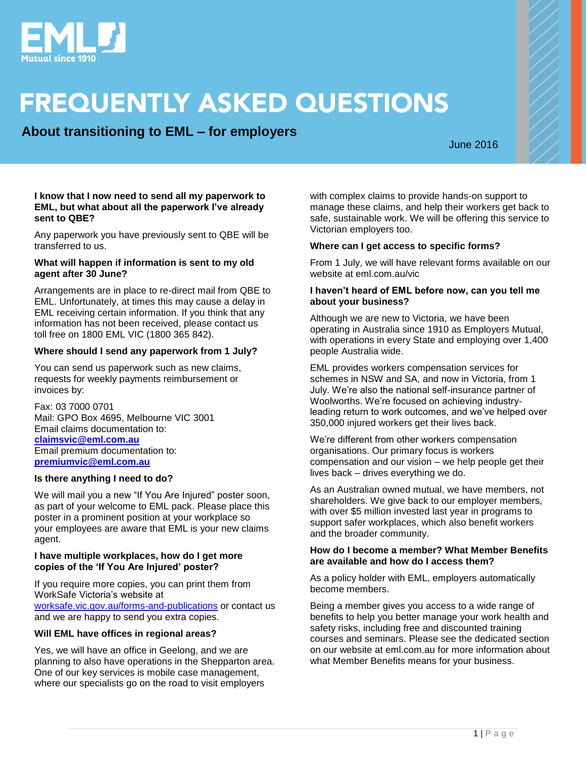# FREQUENTLY ASKED QUESTIONS

## About transitioning to EML – for employers

June 2016

**I know that I now need to send all my paperwork to EML, but what about all the paperwork I've already sent to QBE?**

Any paperwork you have previously sent to QBE will be transferred to us.

**What will happen if information is sent to my old agent after 30 June?**

Arrangements are in place to re-direct mail from QBE to EML. Unfortunately, at times this may cause a delay in EML receiving certain information. If you think that any information has not been received, please contact us toll free on 1800 EML VIC (1800 365 842).

**Where should I send any paperwork from 1 July?**

You can send us paperwork such as new claims, requests for weekly payments reimbursement or invoices by:

Fax: 03 7000 0701
Mail: GPO Box 4695, Melbourne VIC 3001
Email claims documentation to:
**claimsvic@eml.com.au**
Email premium documentation to:
**premiumvic@eml.com.au**

**Is there anything I need to do?**

We will mail you a new "If You Are Injured" poster soon, as part of your welcome to EML pack. Please place this poster in a prominent position at your workplace so your employees are aware that EML is your new claims agent.

**I have multiple workplaces, how do I get more copies of the 'If You Are Injured' poster?**

If you require more copies, you can print them from WorkSafe Victoria's website at worksafe.vic.gov.au/forms-and-publications or contact us and we are happy to send you extra copies.

**Will EML have offices in regional areas?**

Yes, we will have an office in Geelong, and we are planning to also have operations in the Shepparton area. One of our key services is mobile case management, where our specialists go on the road to visit employers with complex claims to provide hands-on support to manage these claims, and help their workers get back to safe, sustainable work. We will be offering this service to Victorian employers too.

**Where can I get access to specific forms?**

From 1 July, we will have relevant forms available on our website at eml.com.au/vic

**I haven't heard of EML before now, can you tell me about your business?**

Although we are new to Victoria, we have been operating in Australia since 1910 as Employers Mutual, with operations in every State and employing over 1,400 people Australia wide.

EML provides workers compensation services for schemes in NSW and SA, and now in Victoria, from 1 July. We're also the national self-insurance partner of Woolworths. We're focused on achieving industry-leading return to work outcomes, and we've helped over 350,000 injured workers get their lives back.

We're different from other workers compensation organisations. Our primary focus is workers compensation and our vision – we help people get their lives back – drives everything we do.

As an Australian owned mutual, we have members, not shareholders. We give back to our employer members, with over $5 million invested last year in programs to support safer workplaces, which also benefit workers and the broader community.

**How do I become a member? What Member Benefits are available and how do I access them?**

As a policy holder with EML, employers automatically become members.

Being a member gives you access to a wide range of benefits to help you better manage your work health and safety risks, including free and discounted training courses and seminars. Please see the dedicated section on our website at eml.com.au for more information about what Member Benefits means for your business.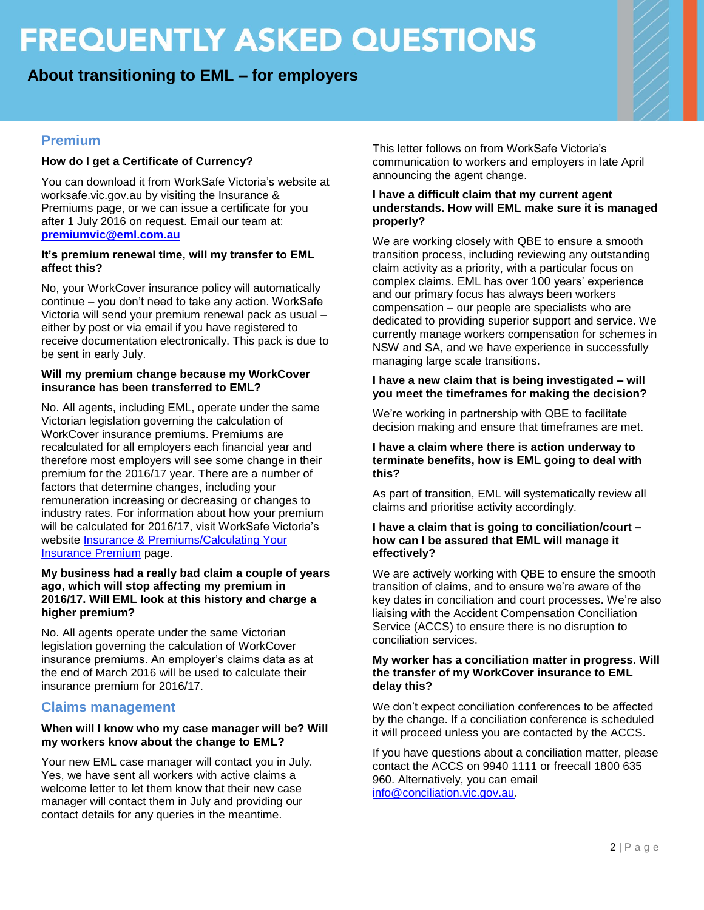# FREQUENTLY ASKED QUESTIONS

## About transitioning to EML – for employers

## Premium

**How do I get a Certificate of Currency?**

You can download it from WorkSafe Victoria's website at worksafe.vic.gov.au by visiting the Insurance & Premiums page, or we can issue a certificate for you after 1 July 2016 on request. Email our team at: **premiumvic@eml.com.au**

**It's premium renewal time, will my transfer to EML affect this?**

No, your WorkCover insurance policy will automatically continue – you don't need to take any action. WorkSafe Victoria will send your premium renewal pack as usual – either by post or via email if you have registered to receive documentation electronically. This pack is due to be sent in early July.

**Will my premium change because my WorkCover insurance has been transferred to EML?**

No. All agents, including EML, operate under the same Victorian legislation governing the calculation of WorkCover insurance premiums. Premiums are recalculated for all employers each financial year and therefore most employers will see some change in their premium for the 2016/17 year. There are a number of factors that determine changes, including your remuneration increasing or decreasing or changes to industry rates. For information about how your premium will be calculated for 2016/17, visit WorkSafe Victoria's website Insurance & Premiums/Calculating Your Insurance Premium page.

**My business had a really bad claim a couple of years ago, which will stop affecting my premium in 2016/17. Will EML look at this history and charge a higher premium?**

No. All agents operate under the same Victorian legislation governing the calculation of WorkCover insurance premiums. An employer's claims data as at the end of March 2016 will be used to calculate their insurance premium for 2016/17.

## Claims management

**When will I know who my case manager will be? Will my workers know about the change to EML?**

Your new EML case manager will contact you in July. Yes, we have sent all workers with active claims a welcome letter to let them know that their new case manager will contact them in July and providing our contact details for any queries in the meantime.

This letter follows on from WorkSafe Victoria's communication to workers and employers in late April announcing the agent change.

**I have a difficult claim that my current agent understands. How will EML make sure it is managed properly?**

We are working closely with QBE to ensure a smooth transition process, including reviewing any outstanding claim activity as a priority, with a particular focus on complex claims. EML has over 100 years' experience and our primary focus has always been workers compensation – our people are specialists who are dedicated to providing superior support and service. We currently manage workers compensation for schemes in NSW and SA, and we have experience in successfully managing large scale transitions.

**I have a new claim that is being investigated – will you meet the timeframes for making the decision?**

We're working in partnership with QBE to facilitate decision making and ensure that timeframes are met.

**I have a claim where there is action underway to terminate benefits, how is EML going to deal with this?**

As part of transition, EML will systematically review all claims and prioritise activity accordingly.

**I have a claim that is going to conciliation/court – how can I be assured that EML will manage it effectively?**

We are actively working with QBE to ensure the smooth transition of claims, and to ensure we're aware of the key dates in conciliation and court processes. We're also liaising with the Accident Compensation Conciliation Service (ACCS) to ensure there is no disruption to conciliation services.

**My worker has a conciliation matter in progress. Will the transfer of my WorkCover insurance to EML delay this?**

We don't expect conciliation conferences to be affected by the change. If a conciliation conference is scheduled it will proceed unless you are contacted by the ACCS.

If you have questions about a conciliation matter, please contact the ACCS on 9940 1111 or freecall 1800 635 960. Alternatively, you can email info@conciliation.vic.gov.au.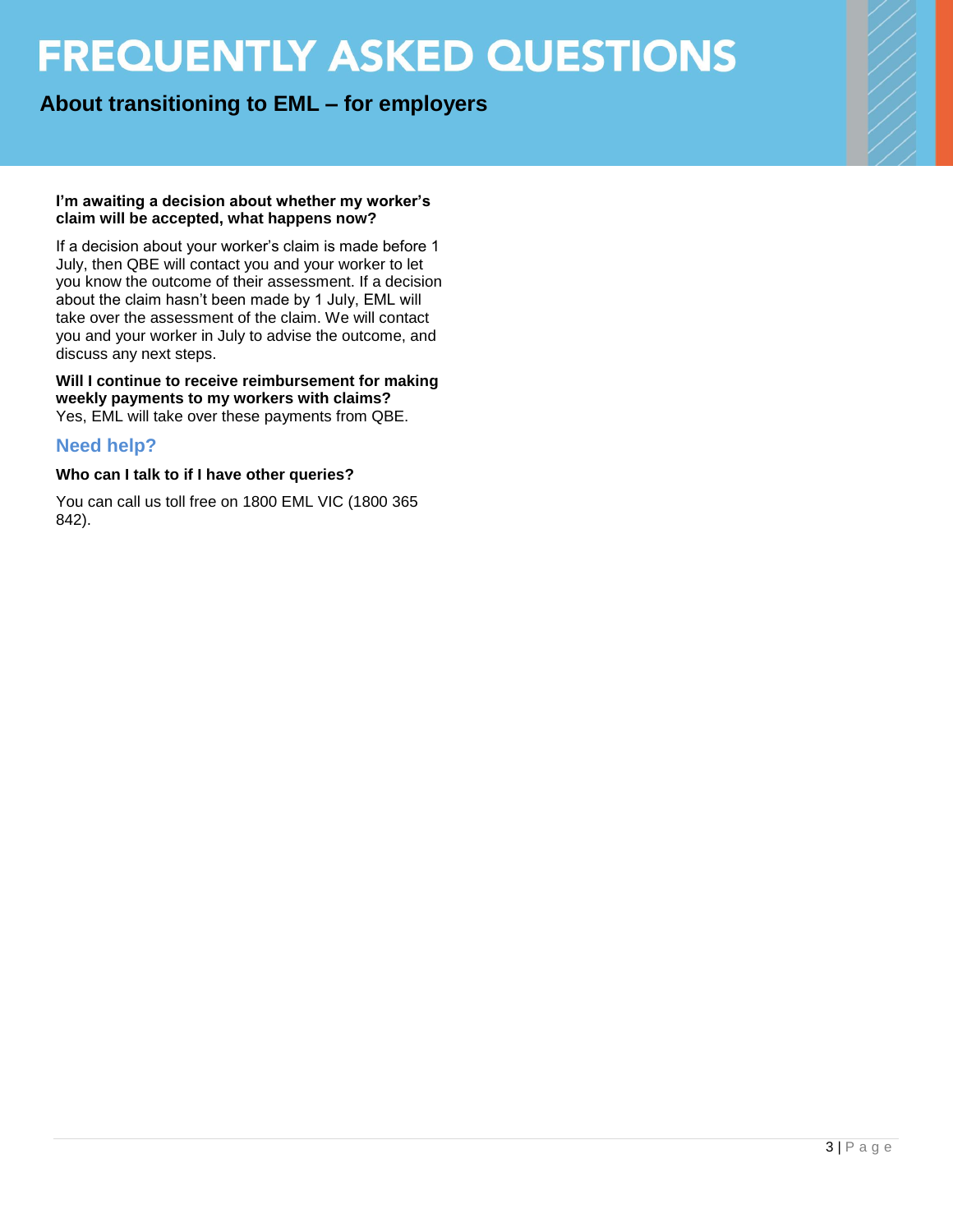# FREQUENTLY ASKED QUESTIONS

## About transitioning to EML – for employers

**I'm awaiting a decision about whether my worker's claim will be accepted, what happens now?**

If a decision about your worker's claim is made before 1 July, then QBE will contact you and your worker to let you know the outcome of their assessment. If a decision about the claim hasn't been made by 1 July, EML will take over the assessment of the claim. We will contact you and your worker in July to advise the outcome, and discuss any next steps.

**Will I continue to receive reimbursement for making weekly payments to my workers with claims?**
Yes, EML will take over these payments from QBE.

### Need help?

**Who can I talk to if I have other queries?**

You can call us toll free on 1800 EML VIC (1800 365 842).